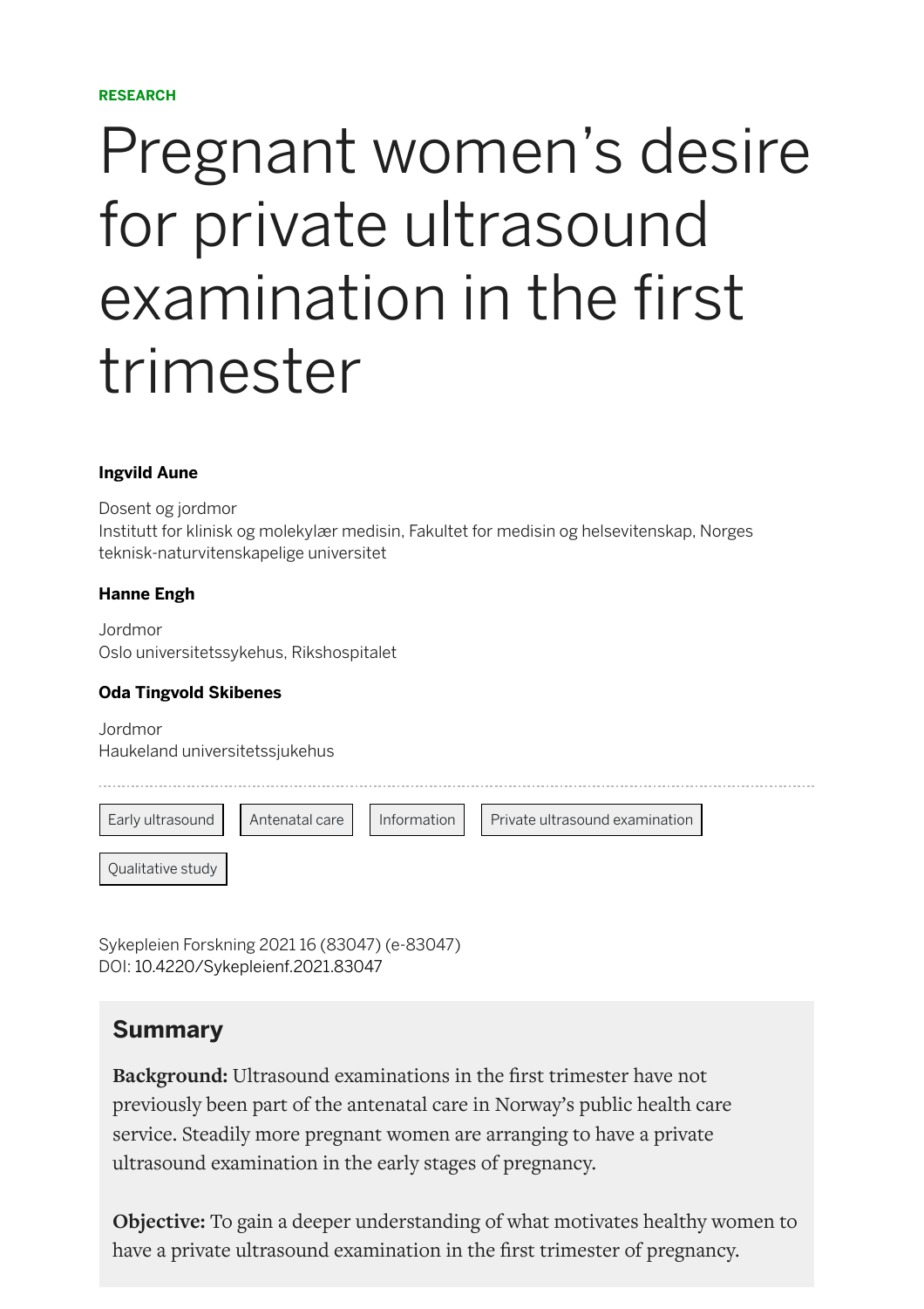RESEARCH

# Pregnant women's desire for private ultrasound examination in the first trimester

**Ingvild Aune**

Dosent og jordmor
Institutt for klinisk og molekylær medisin, Fakultet for medisin og helsevitenskap, Norges teknisk-naturvitenskapelige universitet

**Hanne Engh**

Jordmor
Oslo universitetssykehus, Rikshospitalet

**Oda Tingvold Skibenes**

Jordmor
Haukeland universitetssjukehus

Early ultrasound | Antenatal care | Information | Private ultrasound examination | Qualitative study

Sykepleien Forskning 2021 16 (83047) (e-83047)
DOI: 10.4220/Sykepleienf.2021.83047

## Summary

**Background:** Ultrasound examinations in the first trimester have not previously been part of the antenatal care in Norway's public health care service. Steadily more pregnant women are arranging to have a private ultrasound examination in the early stages of pregnancy.

**Objective:** To gain a deeper understanding of what motivates healthy women to have a private ultrasound examination in the first trimester of pregnancy.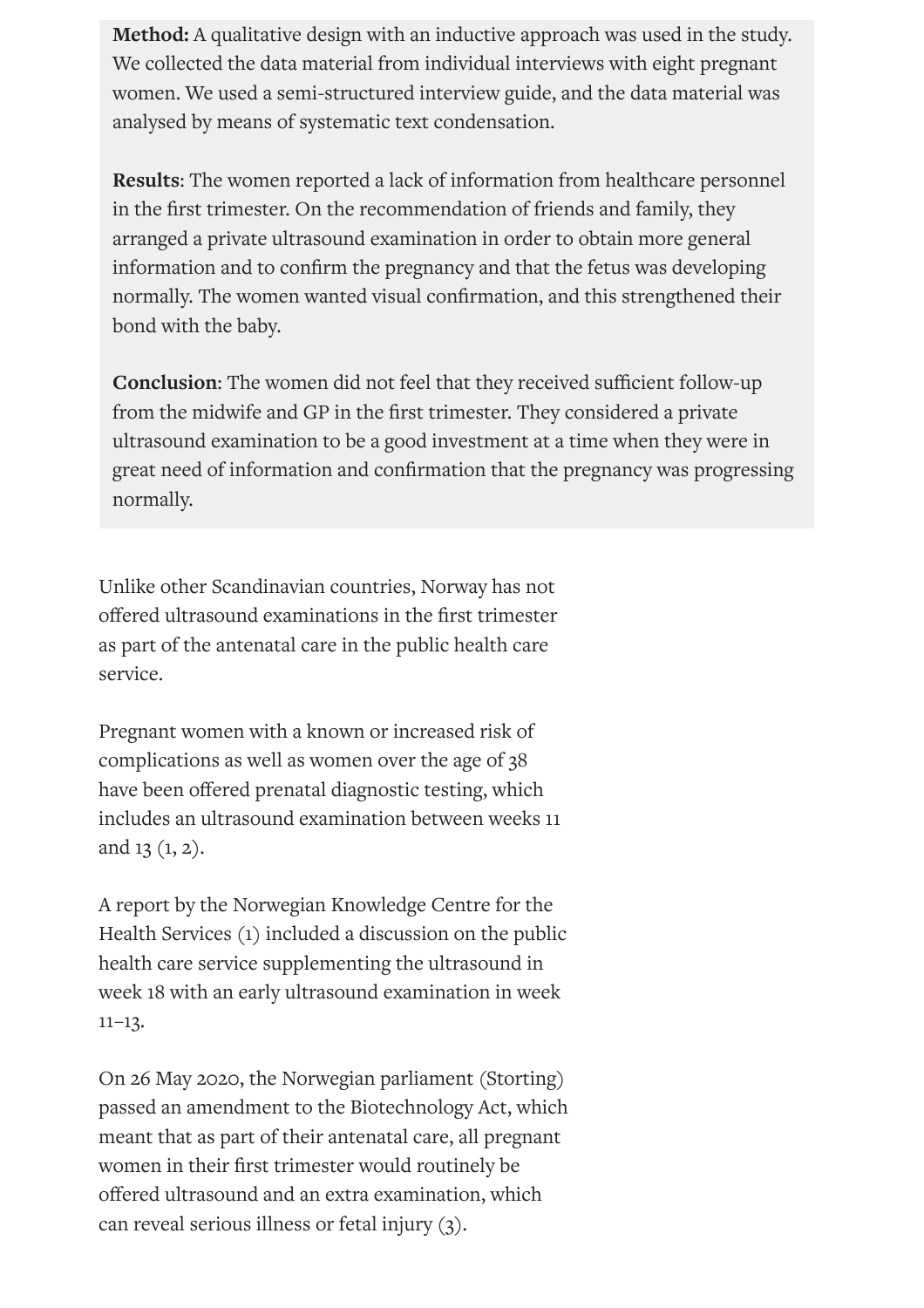**Method:** A qualitative design with an inductive approach was used in the study. We collected the data material from individual interviews with eight pregnant women. We used a semi-structured interview guide, and the data material was analysed by means of systematic text condensation.

**Results**: The women reported a lack of information from healthcare personnel in the first trimester. On the recommendation of friends and family, they arranged a private ultrasound examination in order to obtain more general information and to confirm the pregnancy and that the fetus was developing normally. The women wanted visual confirmation, and this strengthened their bond with the baby.

**Conclusion**: The women did not feel that they received sufficient follow-up from the midwife and GP in the first trimester. They considered a private ultrasound examination to be a good investment at a time when they were in great need of information and confirmation that the pregnancy was progressing normally.

Unlike other Scandinavian countries, Norway has not offered ultrasound examinations in the first trimester as part of the antenatal care in the public health care service.

Pregnant women with a known or increased risk of complications as well as women over the age of 38 have been offered prenatal diagnostic testing, which includes an ultrasound examination between weeks 11 and 13 (1, 2).

A report by the Norwegian Knowledge Centre for the Health Services (1) included a discussion on the public health care service supplementing the ultrasound in week 18 with an early ultrasound examination in week 11–13.

On 26 May 2020, the Norwegian parliament (Storting) passed an amendment to the Biotechnology Act, which meant that as part of their antenatal care, all pregnant women in their first trimester would routinely be offered ultrasound and an extra examination, which can reveal serious illness or fetal injury (3).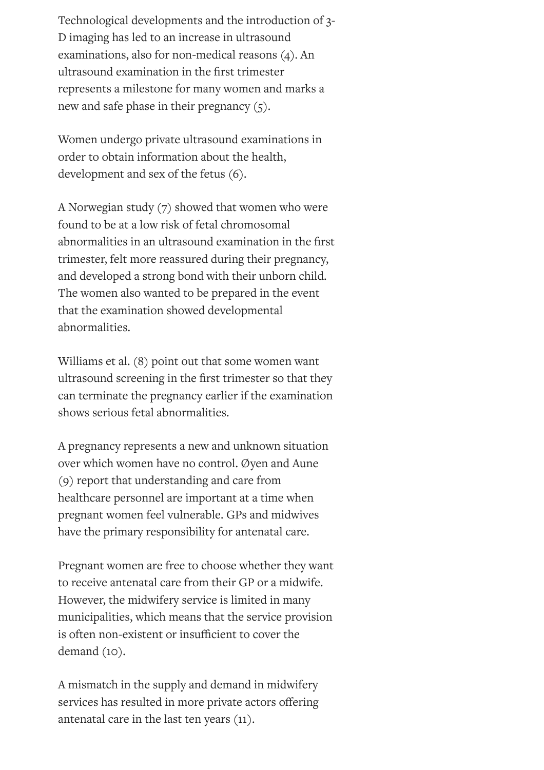Technological developments and the introduction of 3-D imaging has led to an increase in ultrasound examinations, also for non-medical reasons (4). An ultrasound examination in the first trimester represents a milestone for many women and marks a new and safe phase in their pregnancy (5).

Women undergo private ultrasound examinations in order to obtain information about the health, development and sex of the fetus (6).

A Norwegian study (7) showed that women who were found to be at a low risk of fetal chromosomal abnormalities in an ultrasound examination in the first trimester, felt more reassured during their pregnancy, and developed a strong bond with their unborn child. The women also wanted to be prepared in the event that the examination showed developmental abnormalities.

Williams et al. (8) point out that some women want ultrasound screening in the first trimester so that they can terminate the pregnancy earlier if the examination shows serious fetal abnormalities.

A pregnancy represents a new and unknown situation over which women have no control. Øyen and Aune (9) report that understanding and care from healthcare personnel are important at a time when pregnant women feel vulnerable. GPs and midwives have the primary responsibility for antenatal care.

Pregnant women are free to choose whether they want to receive antenatal care from their GP or a midwife. However, the midwifery service is limited in many municipalities, which means that the service provision is often non-existent or insufficient to cover the demand (10).

A mismatch in the supply and demand in midwifery services has resulted in more private actors offering antenatal care in the last ten years (11).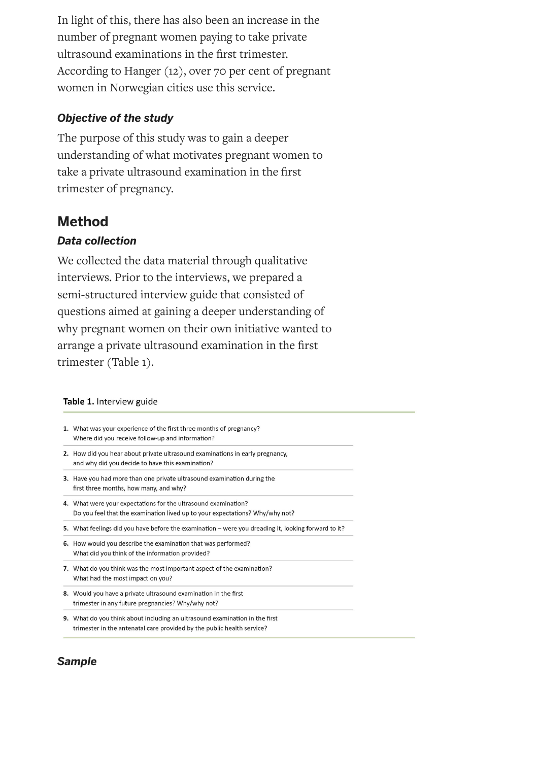In light of this, there has also been an increase in the number of pregnant women paying to take private ultrasound examinations in the first trimester. According to Hanger (12), over 70 per cent of pregnant women in Norwegian cities use this service.

### *Objective of the study*

The purpose of this study was to gain a deeper understanding of what motivates pregnant women to take a private ultrasound examination in the first trimester of pregnancy.

## Method

### *Data collection*

We collected the data material through qualitative interviews. Prior to the interviews, we prepared a semi-structured interview guide that consisted of questions aimed at gaining a deeper understanding of why pregnant women on their own initiative wanted to arrange a private ultrasound examination in the first trimester (Table 1).

**Table 1.** Interview guide

| | |
|---|---|
| **1.** | What was your experience of the first three months of pregnancy? Where did you receive follow-up and information? |
| **2.** | How did you hear about private ultrasound examinations in early pregnancy, and why did you decide to have this examination? |
| **3.** | Have you had more than one private ultrasound examination during the first three months, how many, and why? |
| **4.** | What were your expectations for the ultrasound examination? Do you feel that the examination lived up to your expectations? Why/why not? |
| **5.** | What feelings did you have before the examination – were you dreading it, looking forward to it? |
| **6.** | How would you describe the examination that was performed? What did you think of the information provided? |
| **7.** | What do you think was the most important aspect of the examination? What had the most impact on you? |
| **8.** | Would you have a private ultrasound examination in the first trimester in any future pregnancies? Why/why not? |
| **9.** | What do you think about including an ultrasound examination in the first trimester in the antenatal care provided by the public health service? |

### *Sample*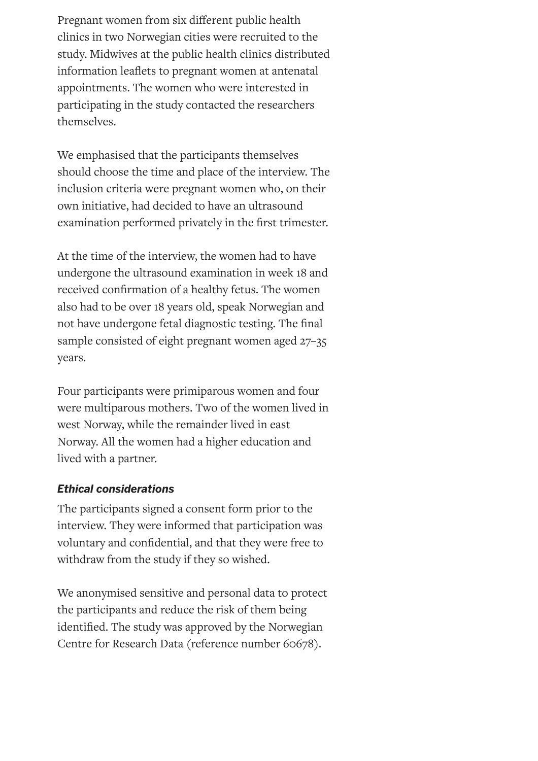Pregnant women from six different public health clinics in two Norwegian cities were recruited to the study. Midwives at the public health clinics distributed information leaflets to pregnant women at antenatal appointments. The women who were interested in participating in the study contacted the researchers themselves.

We emphasised that the participants themselves should choose the time and place of the interview. The inclusion criteria were pregnant women who, on their own initiative, had decided to have an ultrasound examination performed privately in the first trimester.

At the time of the interview, the women had to have undergone the ultrasound examination in week 18 and received confirmation of a healthy fetus. The women also had to be over 18 years old, speak Norwegian and not have undergone fetal diagnostic testing. The final sample consisted of eight pregnant women aged 27–35 years.

Four participants were primiparous women and four were multiparous mothers. Two of the women lived in west Norway, while the remainder lived in east Norway. All the women had a higher education and lived with a partner.

***Ethical considerations***

The participants signed a consent form prior to the interview. They were informed that participation was voluntary and confidential, and that they were free to withdraw from the study if they so wished.

We anonymised sensitive and personal data to protect the participants and reduce the risk of them being identified. The study was approved by the Norwegian Centre for Research Data (reference number 60678).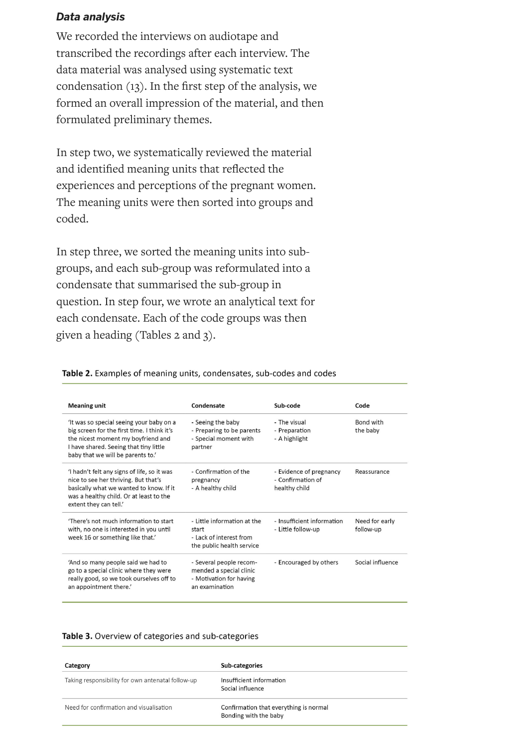### *Data analysis*

We recorded the interviews on audiotape and transcribed the recordings after each interview. The data material was analysed using systematic text condensation (13). In the first step of the analysis, we formed an overall impression of the material, and then formulated preliminary themes.

In step two, we systematically reviewed the material and identified meaning units that reflected the experiences and perceptions of the pregnant women. The meaning units were then sorted into groups and coded.

In step three, we sorted the meaning units into sub-groups, and each sub-group was reformulated into a condensate that summarised the sub-group in question. In step four, we wrote an analytical text for each condensate. Each of the code groups was then given a heading (Tables 2 and 3).

**Table 2.** Examples of meaning units, condensates, sub-codes and codes

| Meaning unit | Condensate | Sub-code | Code |
|---|---|---|---|
| 'It was so special seeing your baby on a big screen for the first time. I think it's the nicest moment my boyfriend and I have shared. Seeing that tiny little baby that we will be parents to.' | - Seeing the baby<br>- Preparing to be parents<br>- Special moment with partner | - The visual<br>- Preparation<br>- A highlight | Bond with the baby |
| 'I hadn't felt any signs of life, so it was nice to see her thriving. But that's basically what we wanted to know. If it was a healthy child. Or at least to the extent they can tell.' | - Confirmation of the pregnancy<br>- A healthy child | - Evidence of pregnancy<br>- Confirmation of healthy child | Reassurance |
| 'There's not much information to start with, no one is interested in you until week 16 or something like that.' | - Little information at the start<br>- Lack of interest from the public health service | - Insufficient information<br>- Little follow-up | Need for early follow-up |
| 'And so many people said we had to go to a special clinic where they were really good, so we took ourselves off to an appointment there.' | - Several people recommended a special clinic<br>- Motivation for having an examination | - Encouraged by others | Social influence |

**Table 3.** Overview of categories and sub-categories

| Category | Sub-categories |
|---|---|
| Taking responsibility for own antenatal follow-up | Insufficient information<br>Social influence |
| Need for confirmation and visualisation | Confirmation that everything is normal<br>Bonding with the baby |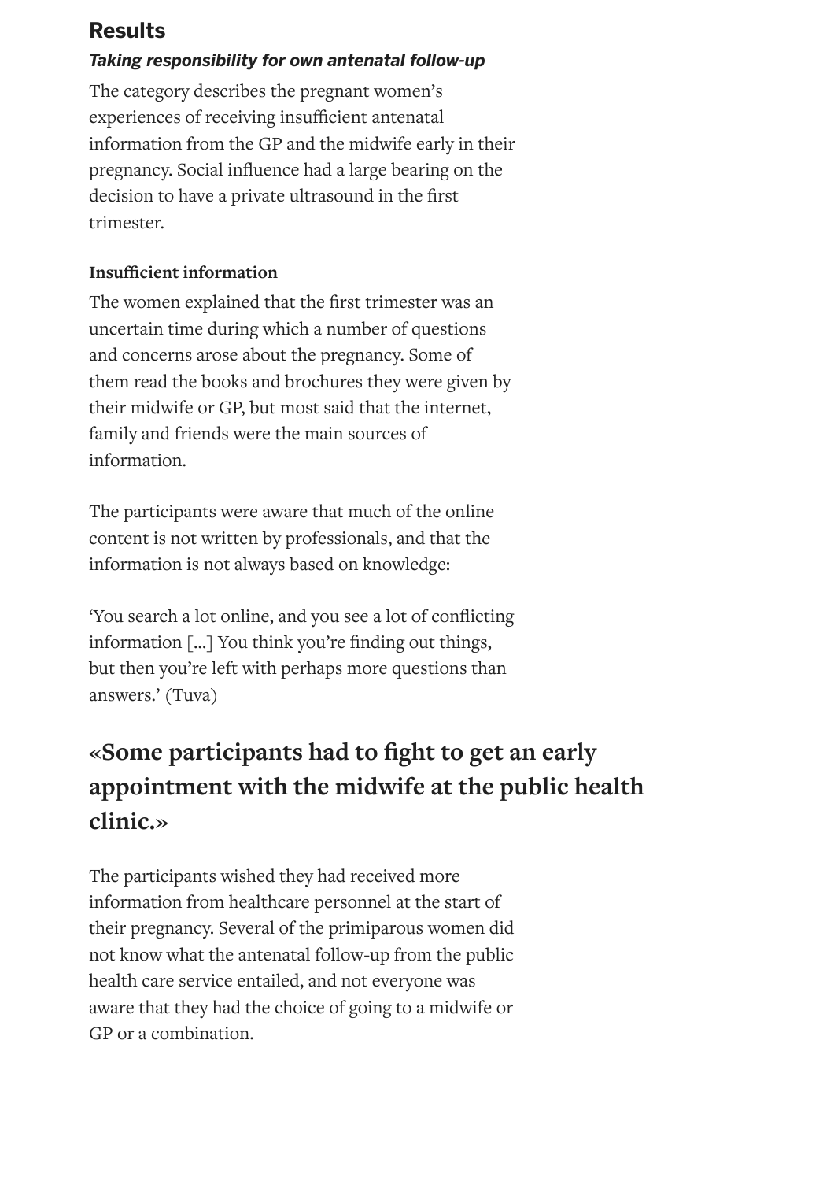## Results

### *Taking responsibility for own antenatal follow-up*

The category describes the pregnant women's experiences of receiving insufficient antenatal information from the GP and the midwife early in their pregnancy. Social influence had a large bearing on the decision to have a private ultrasound in the first trimester.

#### Insufficient information

The women explained that the first trimester was an uncertain time during which a number of questions and concerns arose about the pregnancy. Some of them read the books and brochures they were given by their midwife or GP, but most said that the internet, family and friends were the main sources of information.

The participants were aware that much of the online content is not written by professionals, and that the information is not always based on knowledge:

'You search a lot online, and you see a lot of conflicting information [...] You think you're finding out things, but then you're left with perhaps more questions than answers.' (Tuva)

**«Some participants had to fight to get an early appointment with the midwife at the public health clinic.»**

The participants wished they had received more information from healthcare personnel at the start of their pregnancy. Several of the primiparous women did not know what the antenatal follow-up from the public health care service entailed, and not everyone was aware that they had the choice of going to a midwife or GP or a combination.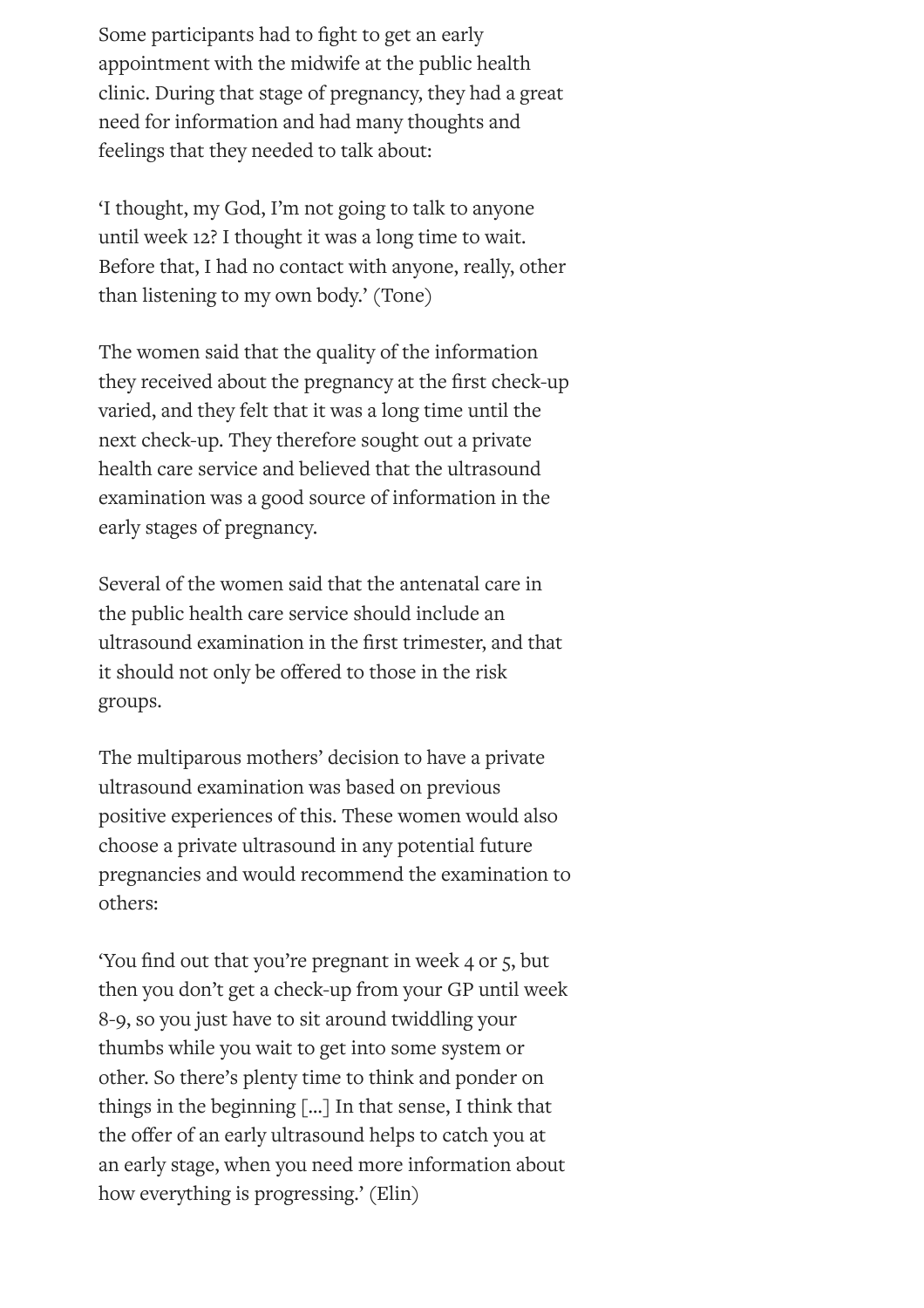Some participants had to fight to get an early appointment with the midwife at the public health clinic. During that stage of pregnancy, they had a great need for information and had many thoughts and feelings that they needed to talk about:

'I thought, my God, I'm not going to talk to anyone until week 12? I thought it was a long time to wait. Before that, I had no contact with anyone, really, other than listening to my own body.' (Tone)

The women said that the quality of the information they received about the pregnancy at the first check-up varied, and they felt that it was a long time until the next check-up. They therefore sought out a private health care service and believed that the ultrasound examination was a good source of information in the early stages of pregnancy.

Several of the women said that the antenatal care in the public health care service should include an ultrasound examination in the first trimester, and that it should not only be offered to those in the risk groups.

The multiparous mothers' decision to have a private ultrasound examination was based on previous positive experiences of this. These women would also choose a private ultrasound in any potential future pregnancies and would recommend the examination to others:

'You find out that you're pregnant in week 4 or 5, but then you don't get a check-up from your GP until week 8-9, so you just have to sit around twiddling your thumbs while you wait to get into some system or other. So there's plenty time to think and ponder on things in the beginning [...] In that sense, I think that the offer of an early ultrasound helps to catch you at an early stage, when you need more information about how everything is progressing.' (Elin)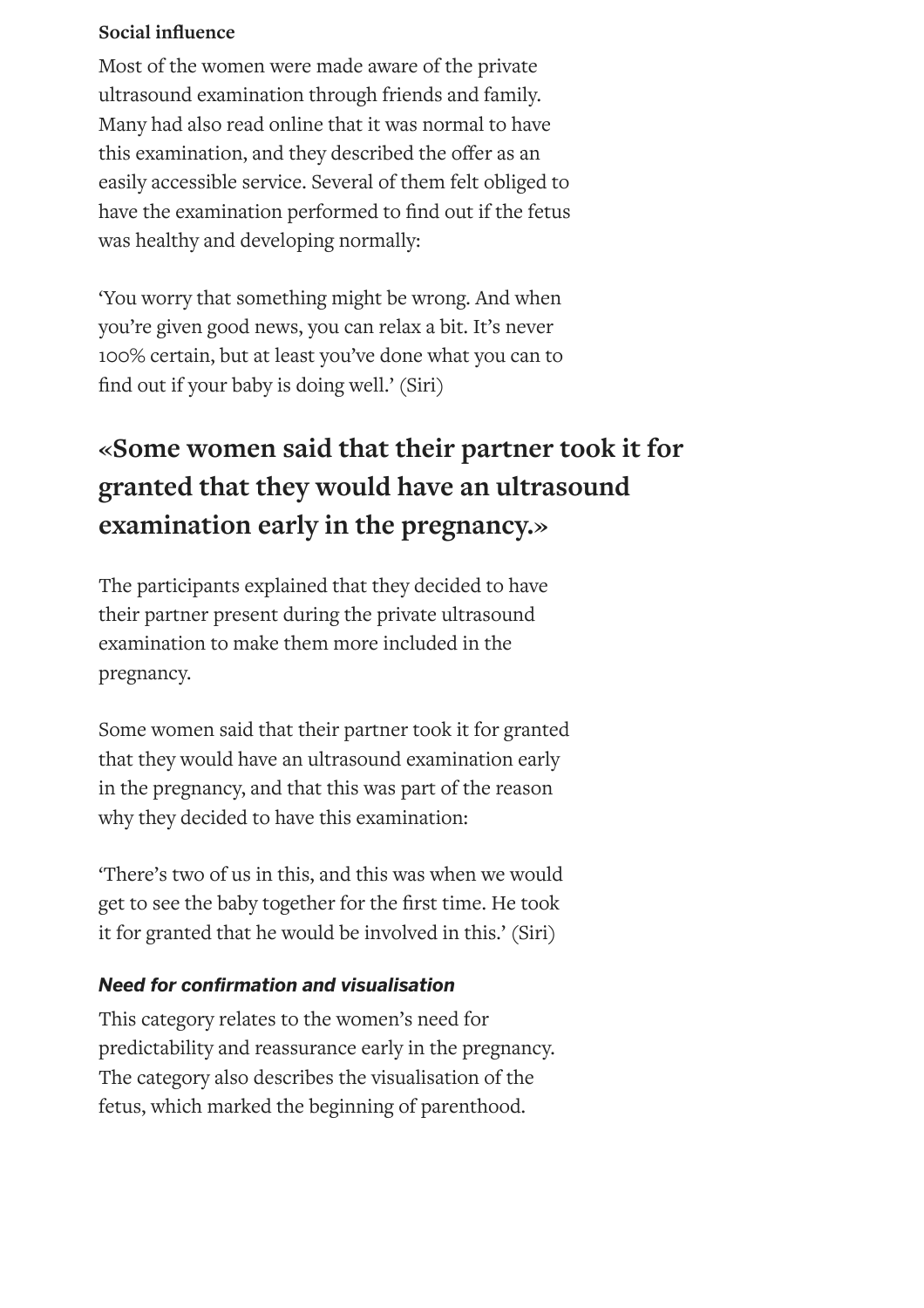**Social influence**

Most of the women were made aware of the private ultrasound examination through friends and family. Many had also read online that it was normal to have this examination, and they described the offer as an easily accessible service. Several of them felt obliged to have the examination performed to find out if the fetus was healthy and developing normally:

'You worry that something might be wrong. And when you're given good news, you can relax a bit. It's never 100% certain, but at least you've done what you can to find out if your baby is doing well.' (Siri)

**«Some women said that their partner took it for granted that they would have an ultrasound examination early in the pregnancy.»**

The participants explained that they decided to have their partner present during the private ultrasound examination to make them more included in the pregnancy.

Some women said that their partner took it for granted that they would have an ultrasound examination early in the pregnancy, and that this was part of the reason why they decided to have this examination:

'There's two of us in this, and this was when we would get to see the baby together for the first time. He took it for granted that he would be involved in this.' (Siri)

***Need for confirmation and visualisation***

This category relates to the women's need for predictability and reassurance early in the pregnancy. The category also describes the visualisation of the fetus, which marked the beginning of parenthood.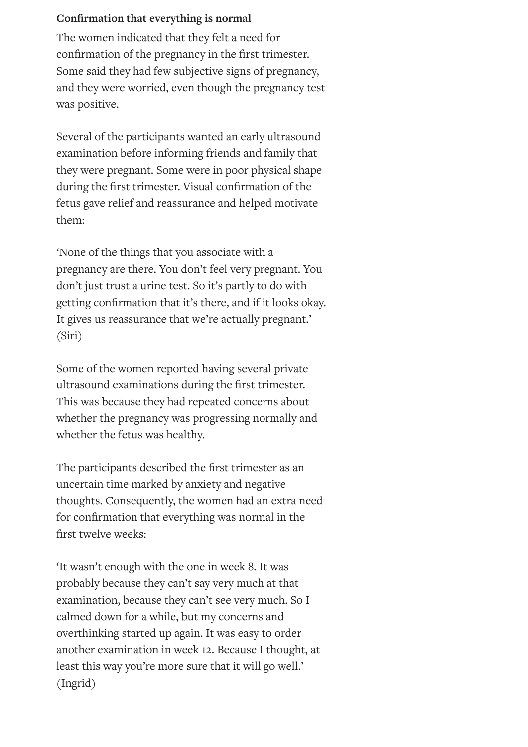**Confirmation that everything is normal**

The women indicated that they felt a need for confirmation of the pregnancy in the first trimester. Some said they had few subjective signs of pregnancy, and they were worried, even though the pregnancy test was positive.

Several of the participants wanted an early ultrasound examination before informing friends and family that they were pregnant. Some were in poor physical shape during the first trimester. Visual confirmation of the fetus gave relief and reassurance and helped motivate them:

'None of the things that you associate with a pregnancy are there. You don't feel very pregnant. You don't just trust a urine test. So it's partly to do with getting confirmation that it's there, and if it looks okay. It gives us reassurance that we're actually pregnant.' (Siri)

Some of the women reported having several private ultrasound examinations during the first trimester. This was because they had repeated concerns about whether the pregnancy was progressing normally and whether the fetus was healthy.

The participants described the first trimester as an uncertain time marked by anxiety and negative thoughts. Consequently, the women had an extra need for confirmation that everything was normal in the first twelve weeks:

'It wasn't enough with the one in week 8. It was probably because they can't say very much at that examination, because they can't see very much. So I calmed down for a while, but my concerns and overthinking started up again. It was easy to order another examination in week 12. Because I thought, at least this way you're more sure that it will go well.' (Ingrid)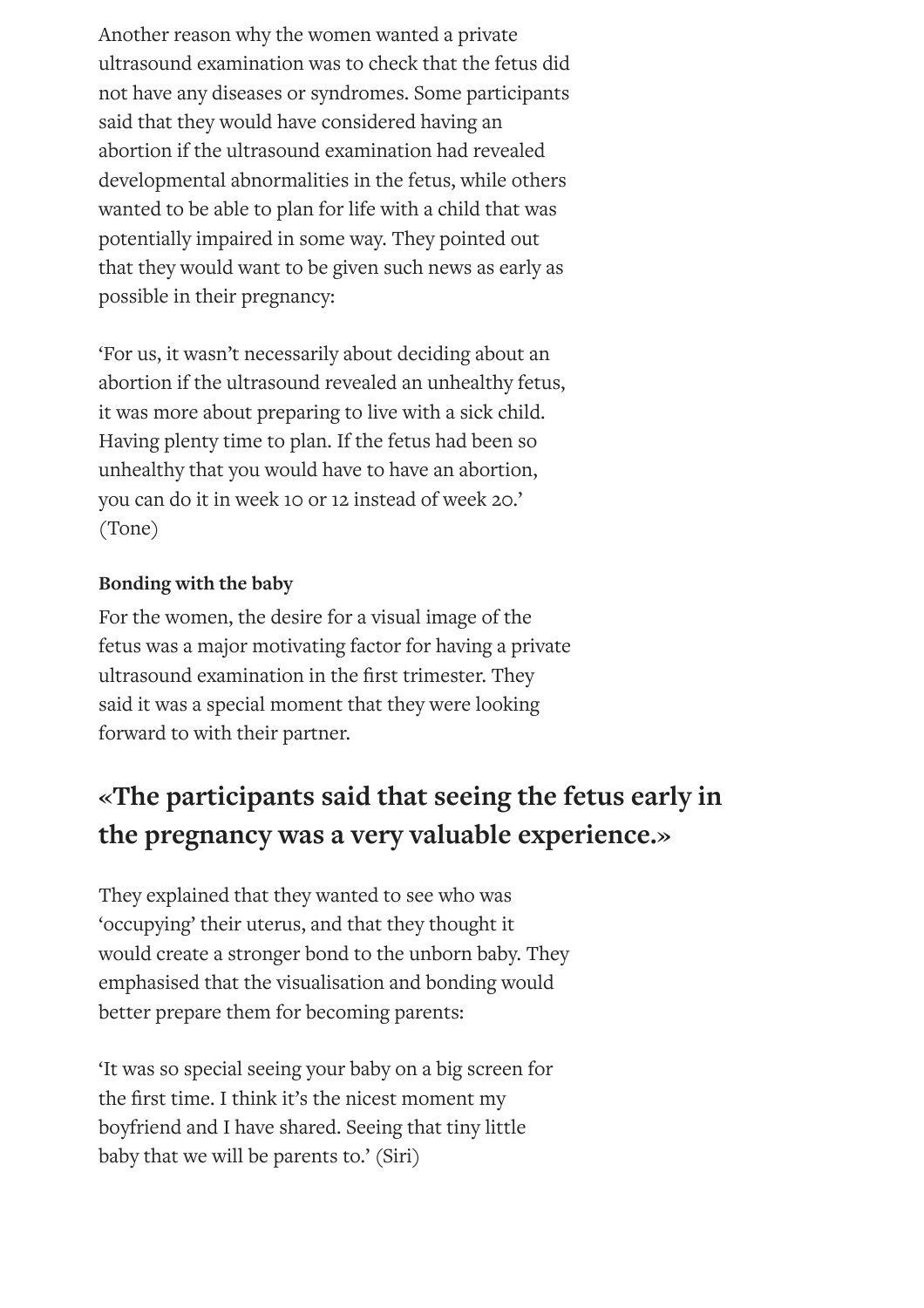Another reason why the women wanted a private ultrasound examination was to check that the fetus did not have any diseases or syndromes. Some participants said that they would have considered having an abortion if the ultrasound examination had revealed developmental abnormalities in the fetus, while others wanted to be able to plan for life with a child that was potentially impaired in some way. They pointed out that they would want to be given such news as early as possible in their pregnancy:

'For us, it wasn't necessarily about deciding about an abortion if the ultrasound revealed an unhealthy fetus, it was more about preparing to live with a sick child. Having plenty time to plan. If the fetus had been so unhealthy that you would have to have an abortion, you can do it in week 10 or 12 instead of week 20.' (Tone)

#### Bonding with the baby

For the women, the desire for a visual image of the fetus was a major motivating factor for having a private ultrasound examination in the first trimester. They said it was a special moment that they were looking forward to with their partner.

> **«The participants said that seeing the fetus early in the pregnancy was a very valuable experience.»**

They explained that they wanted to see who was 'occupying' their uterus, and that they thought it would create a stronger bond to the unborn baby. They emphasised that the visualisation and bonding would better prepare them for becoming parents:

'It was so special seeing your baby on a big screen for the first time. I think it's the nicest moment my boyfriend and I have shared. Seeing that tiny little baby that we will be parents to.' (Siri)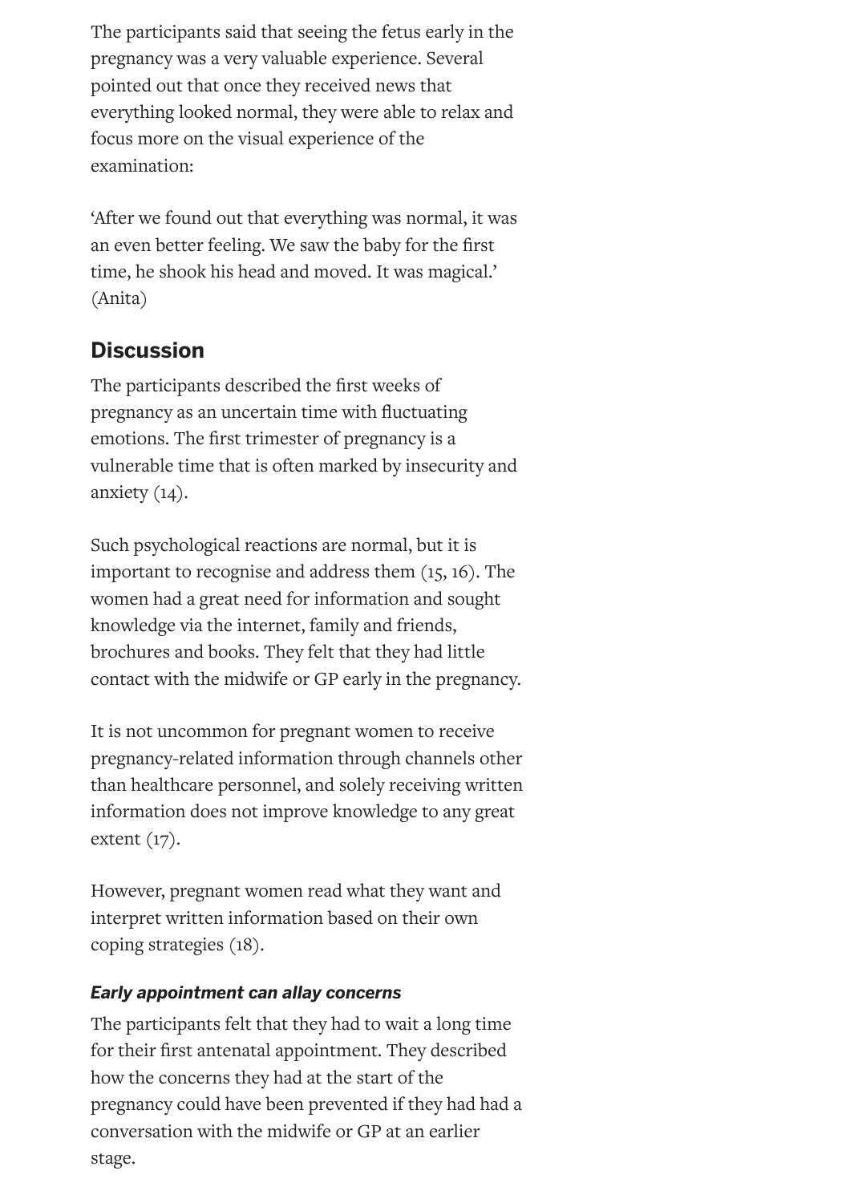The participants said that seeing the fetus early in the pregnancy was a very valuable experience. Several pointed out that once they received news that everything looked normal, they were able to relax and focus more on the visual experience of the examination:

'After we found out that everything was normal, it was an even better feeling. We saw the baby for the first time, he shook his head and moved. It was magical.' (Anita)

## Discussion

The participants described the first weeks of pregnancy as an uncertain time with fluctuating emotions. The first trimester of pregnancy is a vulnerable time that is often marked by insecurity and anxiety (14).

Such psychological reactions are normal, but it is important to recognise and address them (15, 16). The women had a great need for information and sought knowledge via the internet, family and friends, brochures and books. They felt that they had little contact with the midwife or GP early in the pregnancy.

It is not uncommon for pregnant women to receive pregnancy-related information through channels other than healthcare personnel, and solely receiving written information does not improve knowledge to any great extent (17).

However, pregnant women read what they want and interpret written information based on their own coping strategies (18).

### *Early appointment can allay concerns*

The participants felt that they had to wait a long time for their first antenatal appointment. They described how the concerns they had at the start of the pregnancy could have been prevented if they had had a conversation with the midwife or GP at an earlier stage.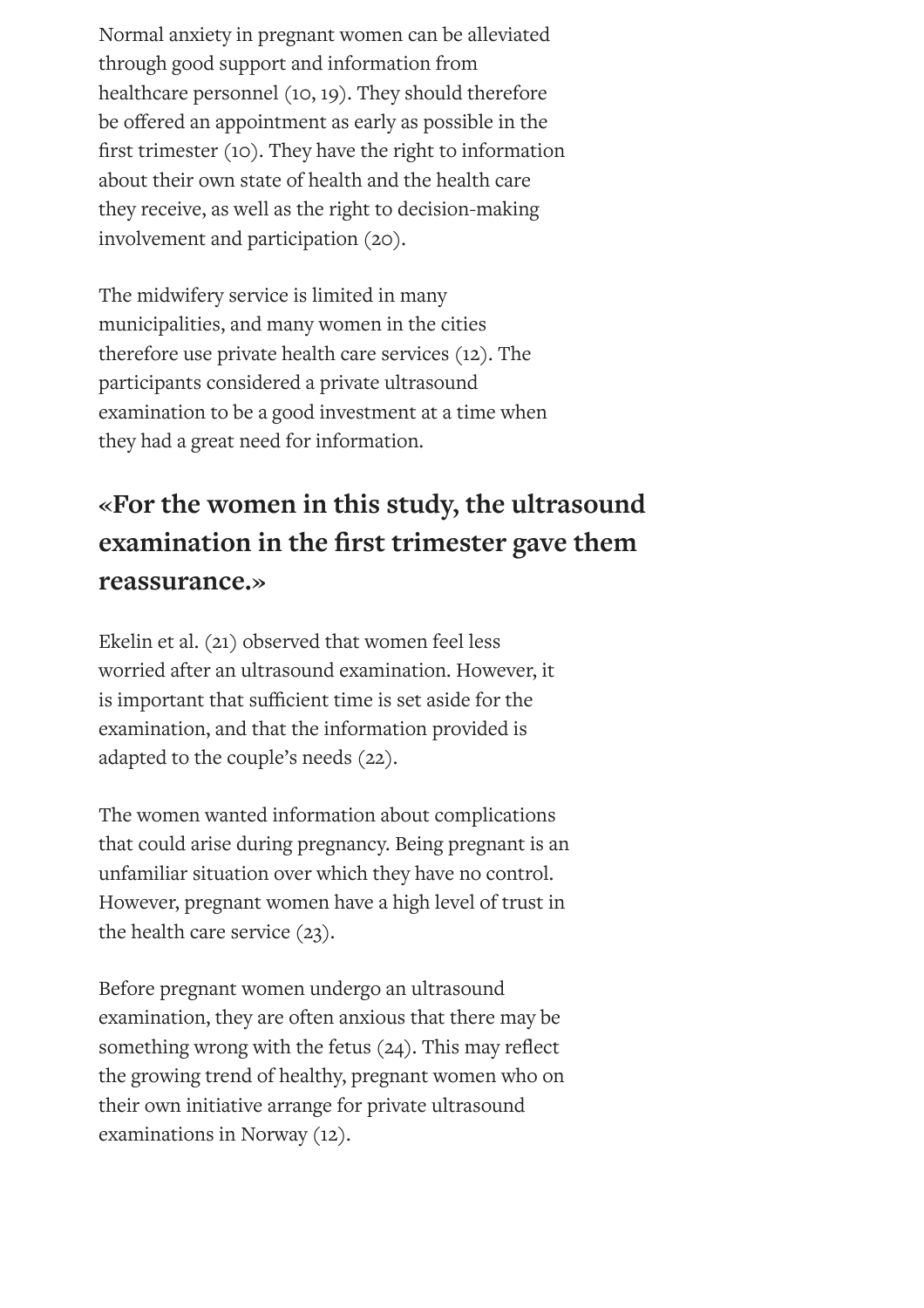Normal anxiety in pregnant women can be alleviated through good support and information from healthcare personnel (10, 19). They should therefore be offered an appointment as early as possible in the first trimester (10). They have the right to information about their own state of health and the health care they receive, as well as the right to decision-making involvement and participation (20).

The midwifery service is limited in many municipalities, and many women in the cities therefore use private health care services (12). The participants considered a private ultrasound examination to be a good investment at a time when they had a great need for information.

**«For the women in this study, the ultrasound examination in the first trimester gave them reassurance.»**

Ekelin et al. (21) observed that women feel less worried after an ultrasound examination. However, it is important that sufficient time is set aside for the examination, and that the information provided is adapted to the couple's needs (22).

The women wanted information about complications that could arise during pregnancy. Being pregnant is an unfamiliar situation over which they have no control. However, pregnant women have a high level of trust in the health care service (23).

Before pregnant women undergo an ultrasound examination, they are often anxious that there may be something wrong with the fetus (24). This may reflect the growing trend of healthy, pregnant women who on their own initiative arrange for private ultrasound examinations in Norway (12).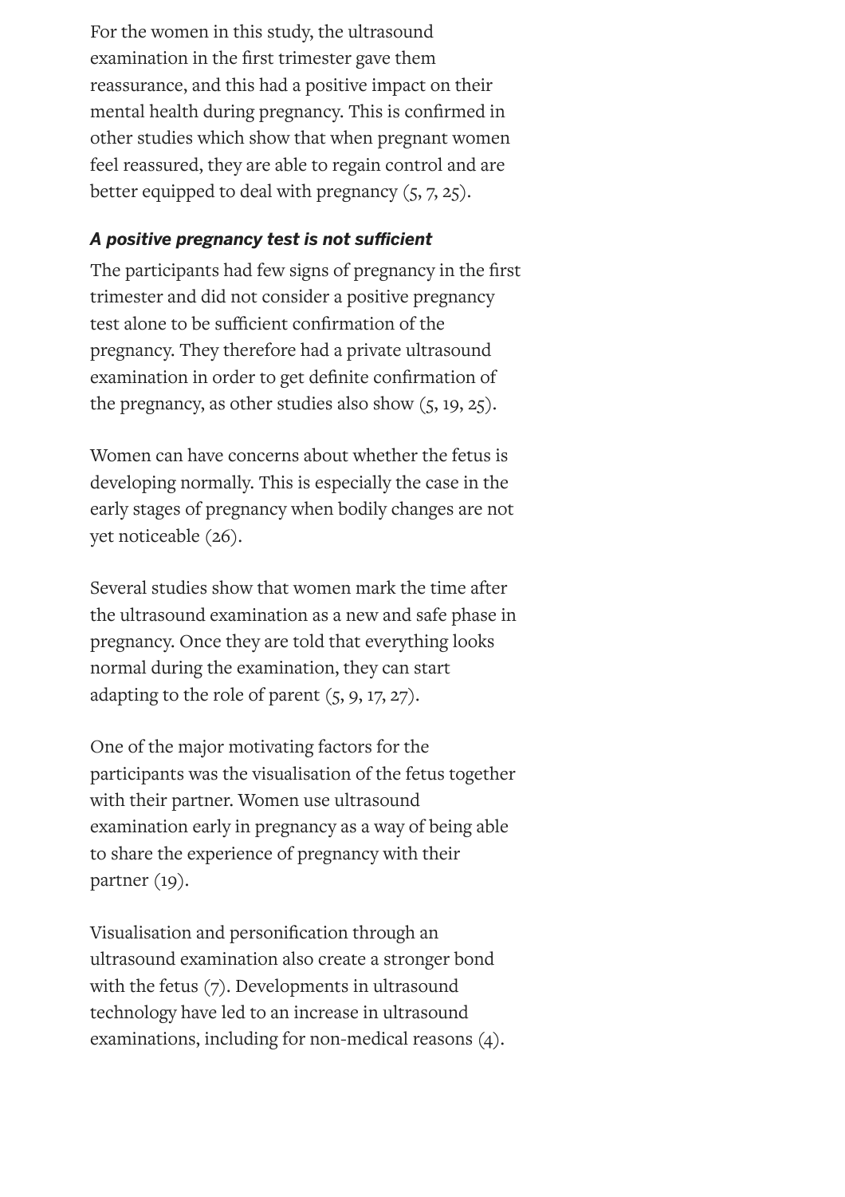For the women in this study, the ultrasound examination in the first trimester gave them reassurance, and this had a positive impact on their mental health during pregnancy. This is confirmed in other studies which show that when pregnant women feel reassured, they are able to regain control and are better equipped to deal with pregnancy (5, 7, 25).

### *A positive pregnancy test is not sufficient*

The participants had few signs of pregnancy in the first trimester and did not consider a positive pregnancy test alone to be sufficient confirmation of the pregnancy. They therefore had a private ultrasound examination in order to get definite confirmation of the pregnancy, as other studies also show (5, 19, 25).

Women can have concerns about whether the fetus is developing normally. This is especially the case in the early stages of pregnancy when bodily changes are not yet noticeable (26).

Several studies show that women mark the time after the ultrasound examination as a new and safe phase in pregnancy. Once they are told that everything looks normal during the examination, they can start adapting to the role of parent (5, 9, 17, 27).

One of the major motivating factors for the participants was the visualisation of the fetus together with their partner. Women use ultrasound examination early in pregnancy as a way of being able to share the experience of pregnancy with their partner (19).

Visualisation and personification through an ultrasound examination also create a stronger bond with the fetus (7). Developments in ultrasound technology have led to an increase in ultrasound examinations, including for non-medical reasons (4).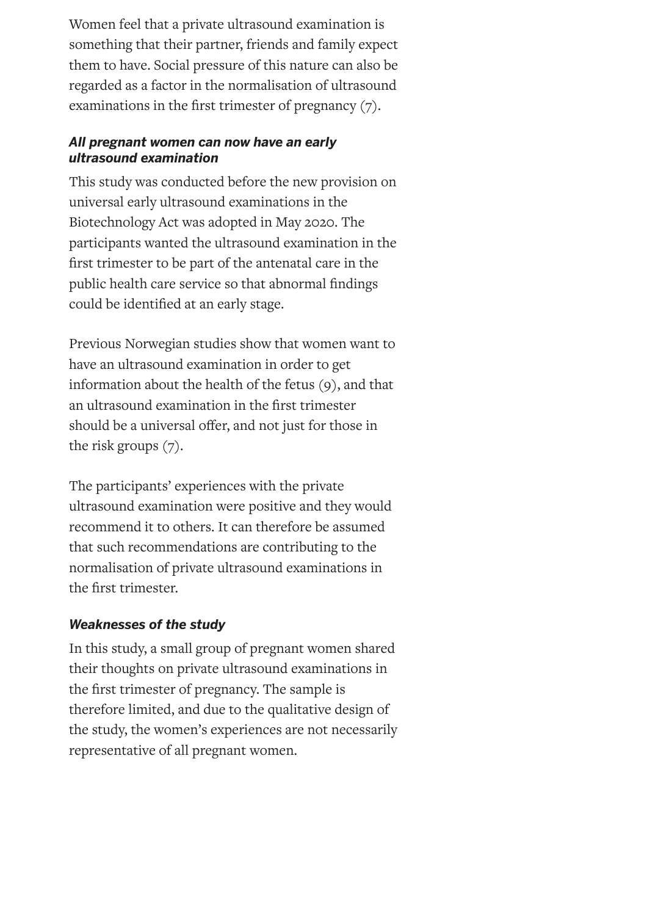Women feel that a private ultrasound examination is something that their partner, friends and family expect them to have. Social pressure of this nature can also be regarded as a factor in the normalisation of ultrasound examinations in the first trimester of pregnancy (7).

### *All pregnant women can now have an early ultrasound examination*

This study was conducted before the new provision on universal early ultrasound examinations in the Biotechnology Act was adopted in May 2020. The participants wanted the ultrasound examination in the first trimester to be part of the antenatal care in the public health care service so that abnormal findings could be identified at an early stage.

Previous Norwegian studies show that women want to have an ultrasound examination in order to get information about the health of the fetus (9), and that an ultrasound examination in the first trimester should be a universal offer, and not just for those in the risk groups (7).

The participants' experiences with the private ultrasound examination were positive and they would recommend it to others. It can therefore be assumed that such recommendations are contributing to the normalisation of private ultrasound examinations in the first trimester.

### *Weaknesses of the study*

In this study, a small group of pregnant women shared their thoughts on private ultrasound examinations in the first trimester of pregnancy. The sample is therefore limited, and due to the qualitative design of the study, the women's experiences are not necessarily representative of all pregnant women.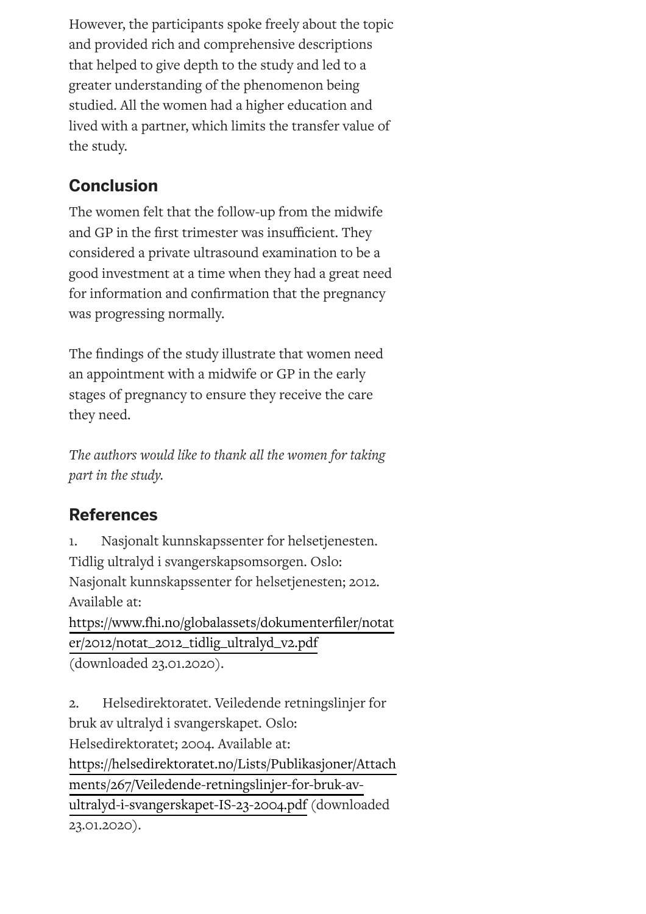However, the participants spoke freely about the topic and provided rich and comprehensive descriptions that helped to give depth to the study and led to a greater understanding of the phenomenon being studied. All the women had a higher education and lived with a partner, which limits the transfer value of the study.

## Conclusion

The women felt that the follow-up from the midwife and GP in the first trimester was insufficient. They considered a private ultrasound examination to be a good investment at a time when they had a great need for information and confirmation that the pregnancy was progressing normally.

The findings of the study illustrate that women need an appointment with a midwife or GP in the early stages of pregnancy to ensure they receive the care they need.

*The authors would like to thank all the women for taking part in the study.*

## References

1. Nasjonalt kunnskapssenter for helsetjenesten. Tidlig ultralyd i svangerskapsomsorgen. Oslo: Nasjonalt kunnskapssenter for helsetjenesten; 2012. Available at: https://www.fhi.no/globalassets/dokumenterfiler/notater/2012/notat_2012_tidlig_ultralyd_v2.pdf (downloaded 23.01.2020).

2. Helsedirektoratet. Veiledende retningslinjer for bruk av ultralyd i svangerskapet. Oslo: Helsedirektoratet; 2004. Available at: https://helsedirektoratet.no/Lists/Publikasjoner/Attachments/267/Veiledende-retningslinjer-for-bruk-av-ultralyd-i-svangerskapet-IS-23-2004.pdf (downloaded 23.01.2020).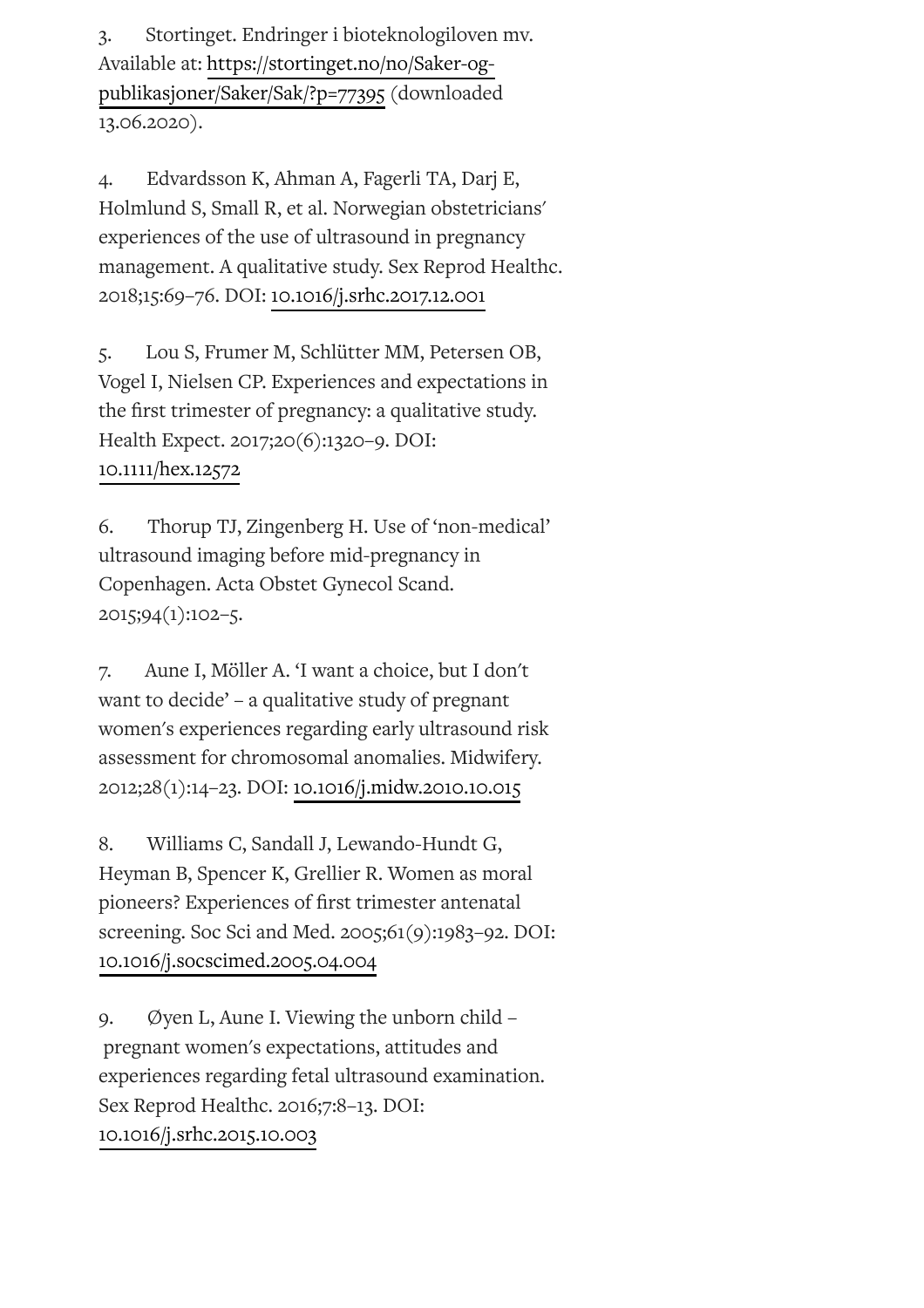3. Stortinget. Endringer i bioteknologiloven mv. Available at: https://stortinget.no/no/Saker-og-publikasjoner/Saker/Sak/?p=77395 (downloaded 13.06.2020).

4. Edvardsson K, Ahman A, Fagerli TA, Darj E, Holmlund S, Small R, et al. Norwegian obstetricians' experiences of the use of ultrasound in pregnancy management. A qualitative study. Sex Reprod Healthc. 2018;15:69–76. DOI: 10.1016/j.srhc.2017.12.001

5. Lou S, Frumer M, Schlütter MM, Petersen OB, Vogel I, Nielsen CP. Experiences and expectations in the first trimester of pregnancy: a qualitative study. Health Expect. 2017;20(6):1320–9. DOI: 10.1111/hex.12572

6. Thorup TJ, Zingenberg H. Use of 'non-medical' ultrasound imaging before mid-pregnancy in Copenhagen. Acta Obstet Gynecol Scand. 2015;94(1):102–5.

7. Aune I, Möller A. 'I want a choice, but I don't want to decide' – a qualitative study of pregnant women's experiences regarding early ultrasound risk assessment for chromosomal anomalies. Midwifery. 2012;28(1):14–23. DOI: 10.1016/j.midw.2010.10.015

8. Williams C, Sandall J, Lewando-Hundt G, Heyman B, Spencer K, Grellier R. Women as moral pioneers? Experiences of first trimester antenatal screening. Soc Sci and Med. 2005;61(9):1983–92. DOI: 10.1016/j.socscimed.2005.04.004

9. Øyen L, Aune I. Viewing the unborn child – pregnant women's expectations, attitudes and experiences regarding fetal ultrasound examination. Sex Reprod Healthc. 2016;7:8–13. DOI: 10.1016/j.srhc.2015.10.003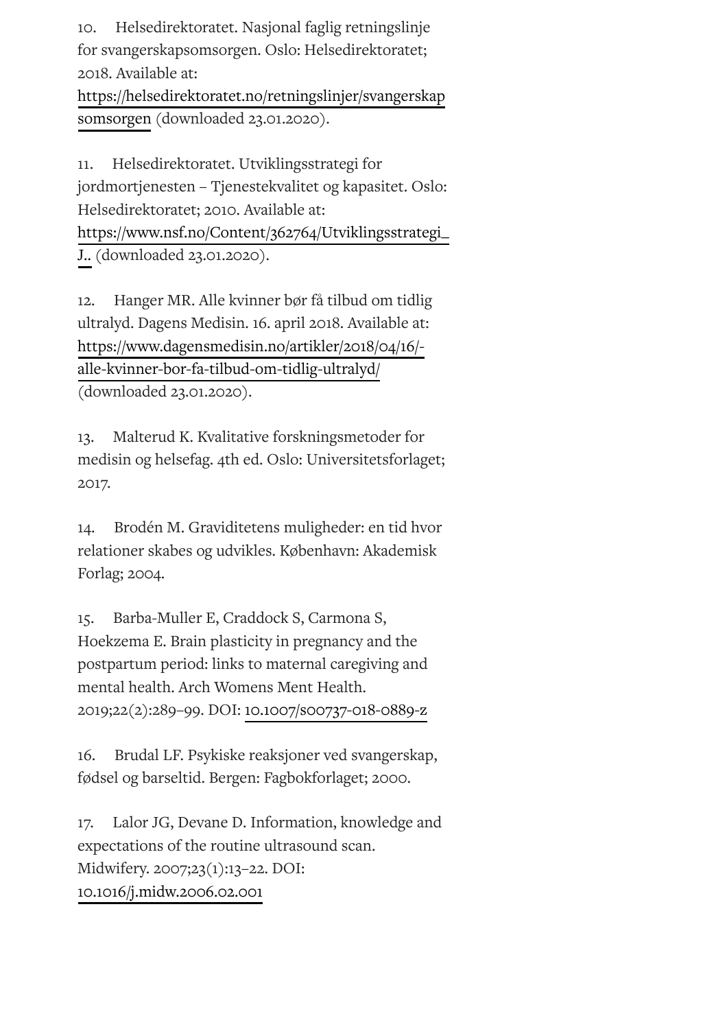10. Helsedirektoratet. Nasjonal faglig retningslinje for svangerskapsomsorgen. Oslo: Helsedirektoratet; 2018. Available at: [https://helsedirektoratet.no/retningslinjer/svangerskapsomsorgen](https://helsedirektoratet.no/retningslinjer/svangerskapsomsorgen) (downloaded 23.01.2020).

11. Helsedirektoratet. Utviklingsstrategi for jordmortjenesten – Tjenestekvalitet og kapasitet. Oslo: Helsedirektoratet; 2010. Available at: [https://www.nsf.no/Content/362764/Utviklingsstrategi_J..](https://www.nsf.no/Content/362764/Utviklingsstrategi_J..) (downloaded 23.01.2020).

12. Hanger MR. Alle kvinner bør få tilbud om tidlig ultralyd. Dagens Medisin. 16. april 2018. Available at: [https://www.dagensmedisin.no/artikler/2018/04/16/-alle-kvinner-bor-fa-tilbud-om-tidlig-ultralyd/](https://www.dagensmedisin.no/artikler/2018/04/16/-alle-kvinner-bor-fa-tilbud-om-tidlig-ultralyd/) (downloaded 23.01.2020).

13. Malterud K. Kvalitative forskningsmetoder for medisin og helsefag. 4th ed. Oslo: Universitetsforlaget; 2017.

14. Brodén M. Graviditetens muligheder: en tid hvor relationer skabes og udvikles. København: Akademisk Forlag; 2004.

15. Barba-Muller E, Craddock S, Carmona S, Hoekzema E. Brain plasticity in pregnancy and the postpartum period: links to maternal caregiving and mental health. Arch Womens Ment Health. 2019;22(2):289–99. DOI: [10.1007/s00737-018-0889-z](10.1007/s00737-018-0889-z)

16. Brudal LF. Psykiske reaksjoner ved svangerskap, fødsel og barseltid. Bergen: Fagbokforlaget; 2000.

17. Lalor JG, Devane D. Information, knowledge and expectations of the routine ultrasound scan. Midwifery. 2007;23(1):13–22. DOI: [10.1016/j.midw.2006.02.001](10.1016/j.midw.2006.02.001)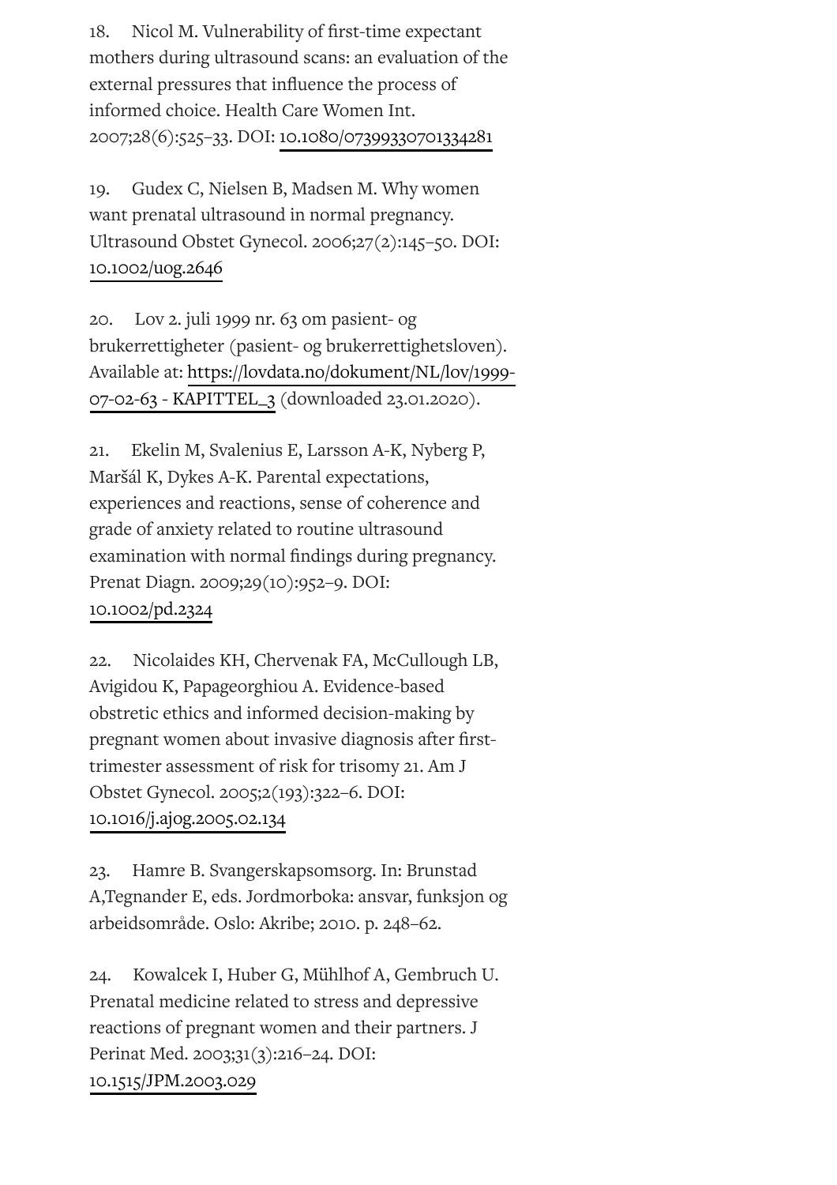18. Nicol M. Vulnerability of first-time expectant mothers during ultrasound scans: an evaluation of the external pressures that influence the process of informed choice. Health Care Women Int. 2007;28(6):525–33. DOI: 10.1080/07399330701334281

19. Gudex C, Nielsen B, Madsen M. Why women want prenatal ultrasound in normal pregnancy. Ultrasound Obstet Gynecol. 2006;27(2):145–50. DOI: 10.1002/uog.2646

20. Lov 2. juli 1999 nr. 63 om pasient- og brukerrettigheter (pasient- og brukerrettighetsloven). Available at: https://lovdata.no/dokument/NL/lov/1999-07-02-63 - KAPITTEL_3 (downloaded 23.01.2020).

21. Ekelin M, Svalenius E, Larsson A-K, Nyberg P, Maršál K, Dykes A-K. Parental expectations, experiences and reactions, sense of coherence and grade of anxiety related to routine ultrasound examination with normal findings during pregnancy. Prenat Diagn. 2009;29(10):952–9. DOI: 10.1002/pd.2324

22. Nicolaides KH, Chervenak FA, McCullough LB, Avigidou K, Papageorghiou A. Evidence-based obstretic ethics and informed decision-making by pregnant women about invasive diagnosis after first-trimester assessment of risk for trisomy 21. Am J Obstet Gynecol. 2005;2(193):322–6. DOI: 10.1016/j.ajog.2005.02.134

23. Hamre B. Svangerskapsomsorg. In: Brunstad A,Tegnander E, eds. Jordmorboka: ansvar, funksjon og arbeidsområde. Oslo: Akribe; 2010. p. 248–62.

24. Kowalcek I, Huber G, Mühlhof A, Gembruch U. Prenatal medicine related to stress and depressive reactions of pregnant women and their partners. J Perinat Med. 2003;31(3):216–24. DOI: 10.1515/JPM.2003.029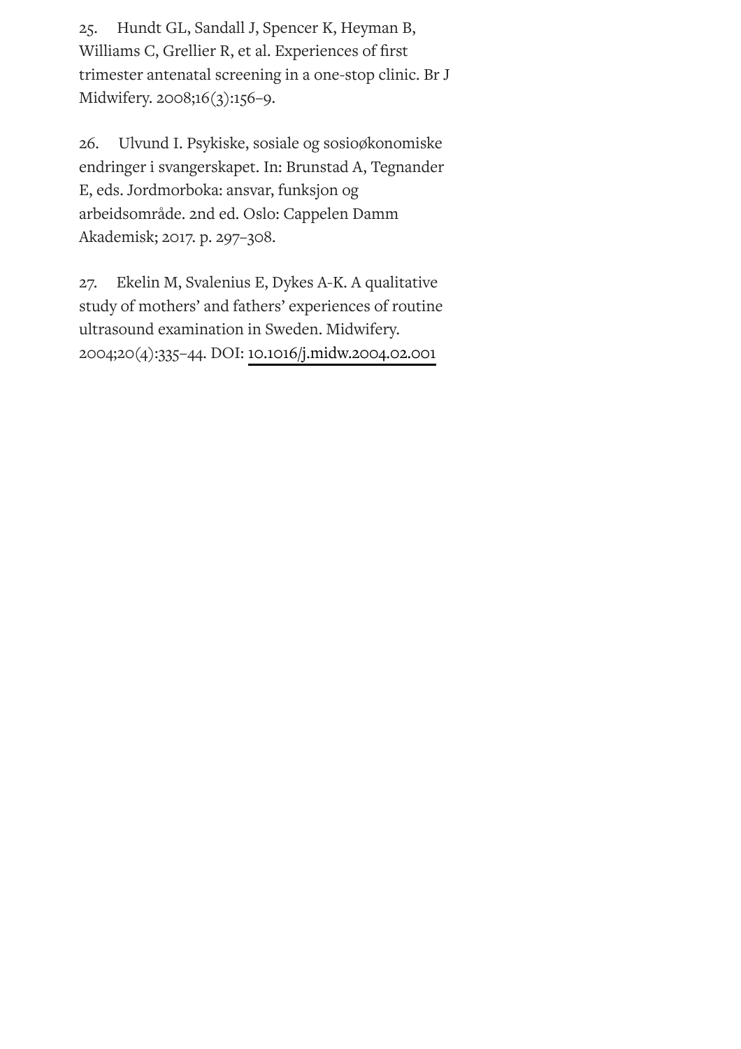25. Hundt GL, Sandall J, Spencer K, Heyman B, Williams C, Grellier R, et al. Experiences of first trimester antenatal screening in a one-stop clinic. Br J Midwifery. 2008;16(3):156–9.

26. Ulvund I. Psykiske, sosiale og sosioøkonomiske endringer i svangerskapet. In: Brunstad A, Tegnander E, eds. Jordmorboka: ansvar, funksjon og arbeidsområde. 2nd ed. Oslo: Cappelen Damm Akademisk; 2017. p. 297–308.

27. Ekelin M, Svalenius E, Dykes A-K. A qualitative study of mothers' and fathers' experiences of routine ultrasound examination in Sweden. Midwifery. 2004;20(4):335–44. DOI: 10.1016/j.midw.2004.02.001